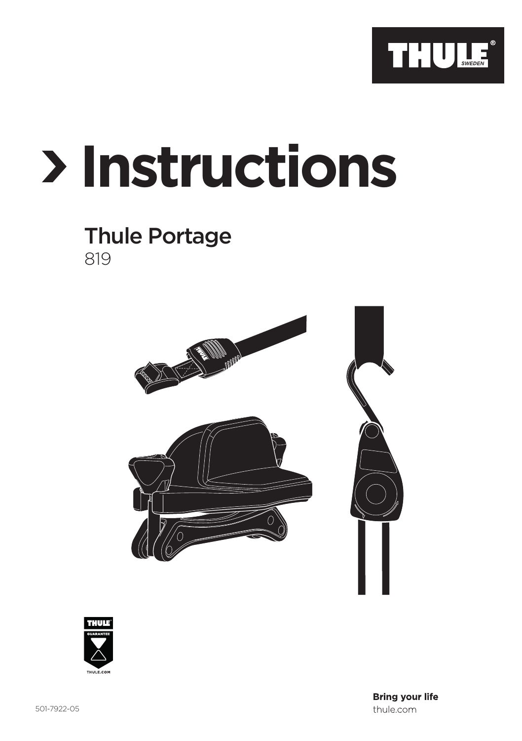# Instructions

## Thule Portage

819

501-7922-05

**Bring your life**

thule.com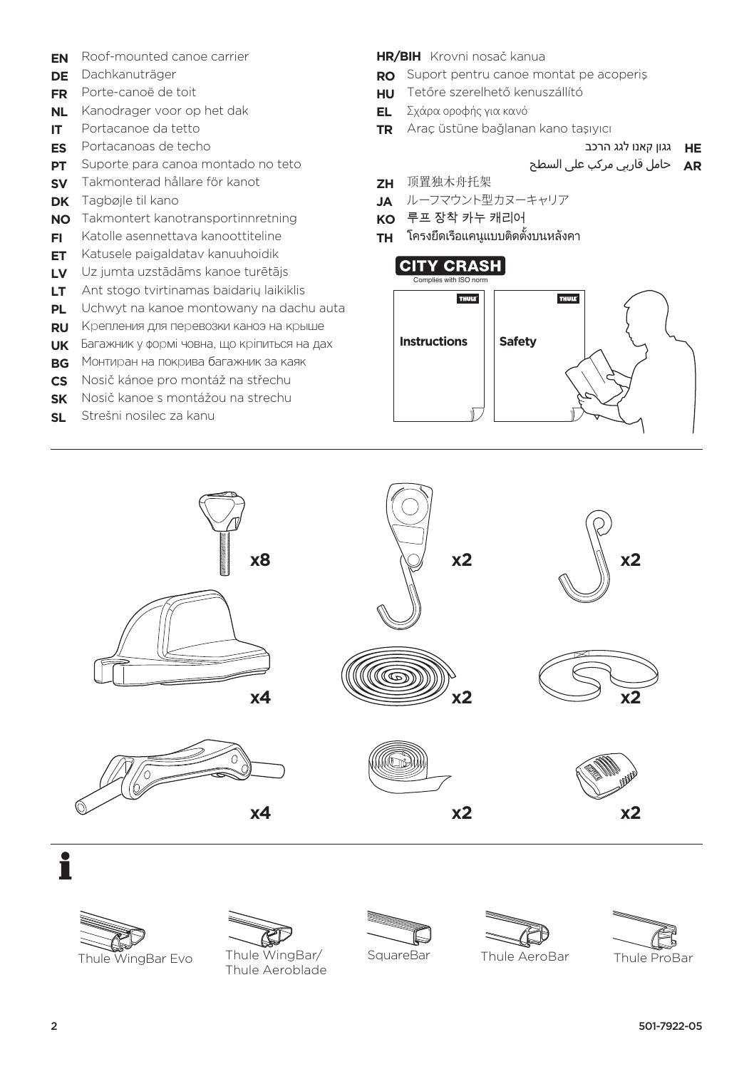**EN** Roof-mounted canoe carrier
**DE** Dachkanuträger
**FR** Porte-canoë de toit
**NL** Kanodrager voor op het dak
**IT** Portacanoe da tetto
**ES** Portacanoas de techo
**PT** Suporte para canoa montado no teto
**SV** Takmonterad hållare för kanot
**DK** Tagbøjle til kano
**NO** Takmontert kanotransportinnretning
**FI** Katolle asennettava kanoottiteline
**ET** Katusele paigaldatav kanuuhoidik
**LV** Uz jumta uzstādāms kanoe turētājs
**LT** Ant stogo tvirtinamas baidarių laikiklis
**PL** Uchwyt na kanoe montowany na dachu auta
**RU** Крепления для перевозки каноэ на крыше
**UK** Багажник у формі човна, що кріпиться на дах
**BG** Монтиран на покрива багажник за каяк
**CS** Nosič kánoe pro montáž na střechu
**SK** Nosič kanoe s montážou na strechu
**SL** Strešni nosilec za kanu
**HR/BIH** Krovni nosač kanua
**RO** Suport pentru canoe montat pe acoperiș
**HU** Tetőre szerelhető kenuszállító
**EL** Σχάρα οροφής για κανό
**TR** Araç üstüne bağlanan kano taşıyıcı
**HE** גגון קאנו לגג הרכב
**AR** حامل قارب مركب على السطح
**ZH** 顶置独木舟托架
**JA** ルーフマウント型カヌーキャリア
**KO** 루프 장착 카누 캐리어
**TH** โครงยึดเรือแคนูแบบติดตั้งบนหลังคา

**CITY CRASH**
Complies with ISO norm

THULE **Instructions**

THULE **Safety**

x8
x2
x2
x4
x2
x2
x4
x2
x2

Thule WingBar Evo
Thule WingBar/ Thule Aeroblade
SquareBar
Thule AeroBar
Thule ProBar

501-7922-05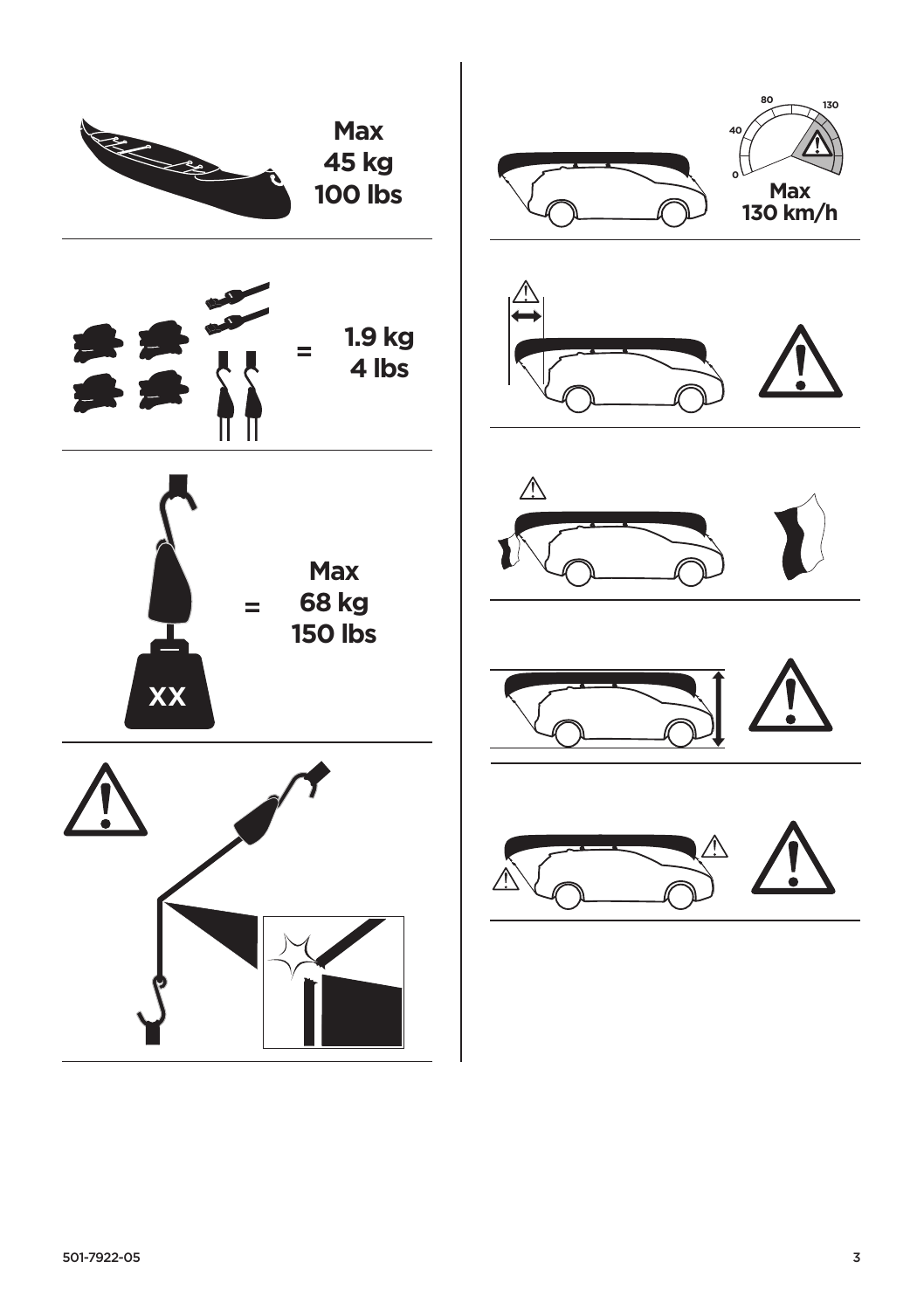Max
45 kg
100 lbs

= 1.9 kg
4 lbs

= Max
68 kg
150 lbs

XX

0 40 80 130

Max
130 km/h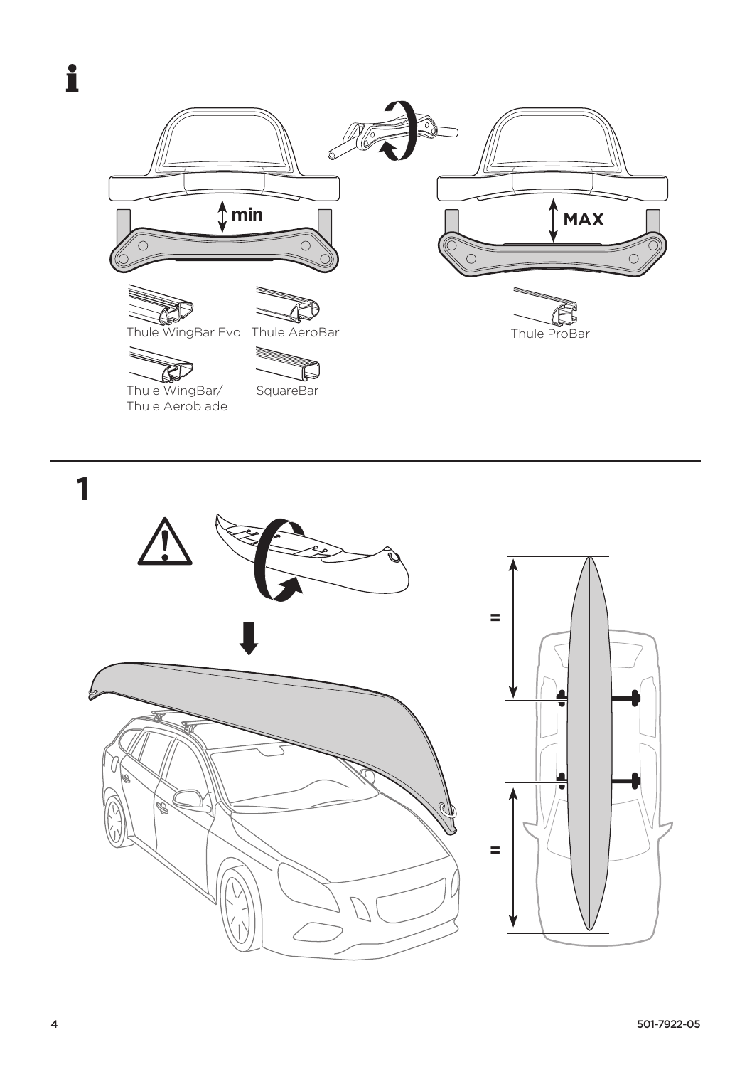i

min

MAX

Thule WingBar Evo

Thule AeroBar

Thule ProBar

Thule WingBar/
Thule Aeroblade

SquareBar

1

=

=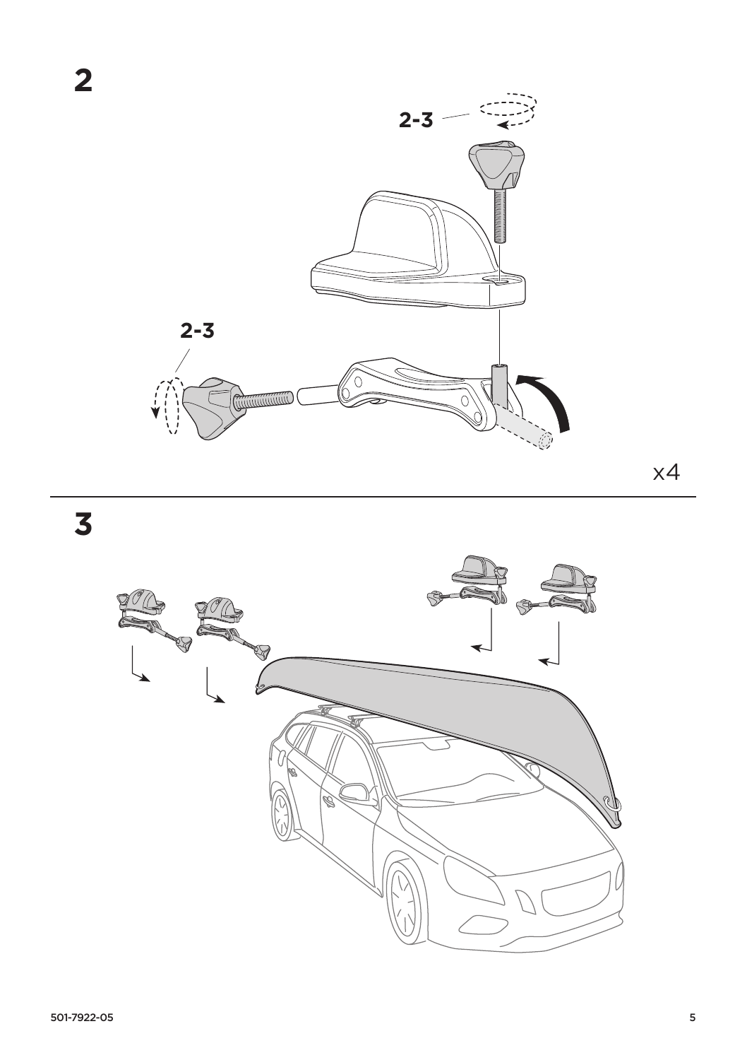## 2

2-3

2-3

x4

## 3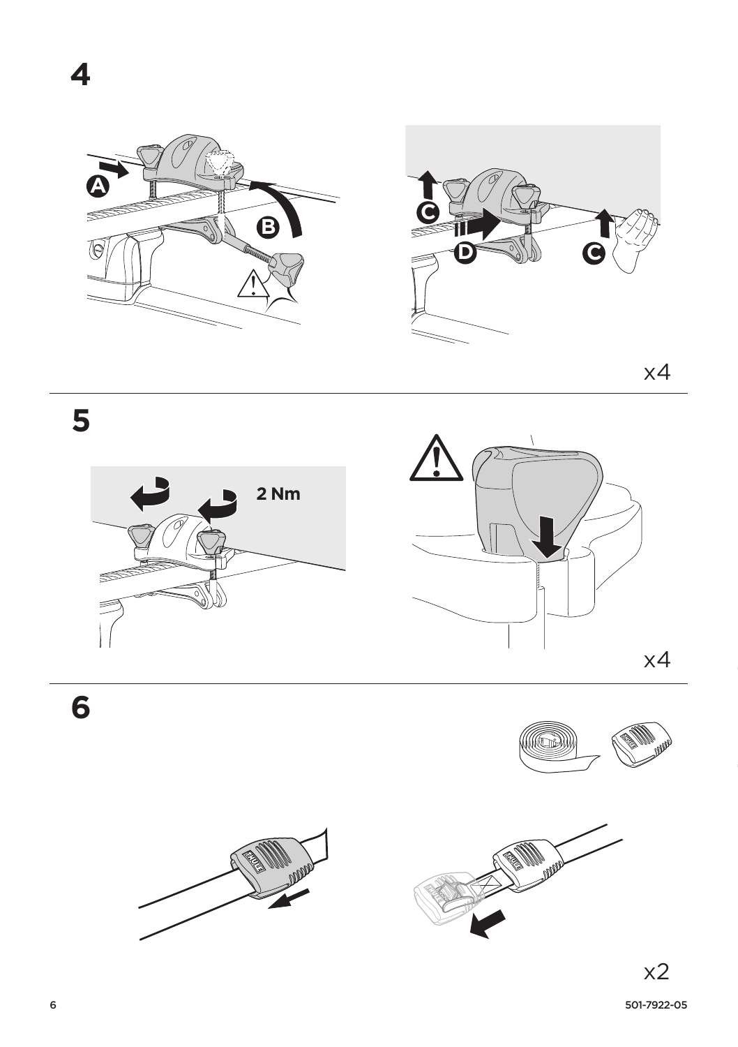# 4

A

B

C

D

C

x4

# 5

2 Nm

x4

# 6

x2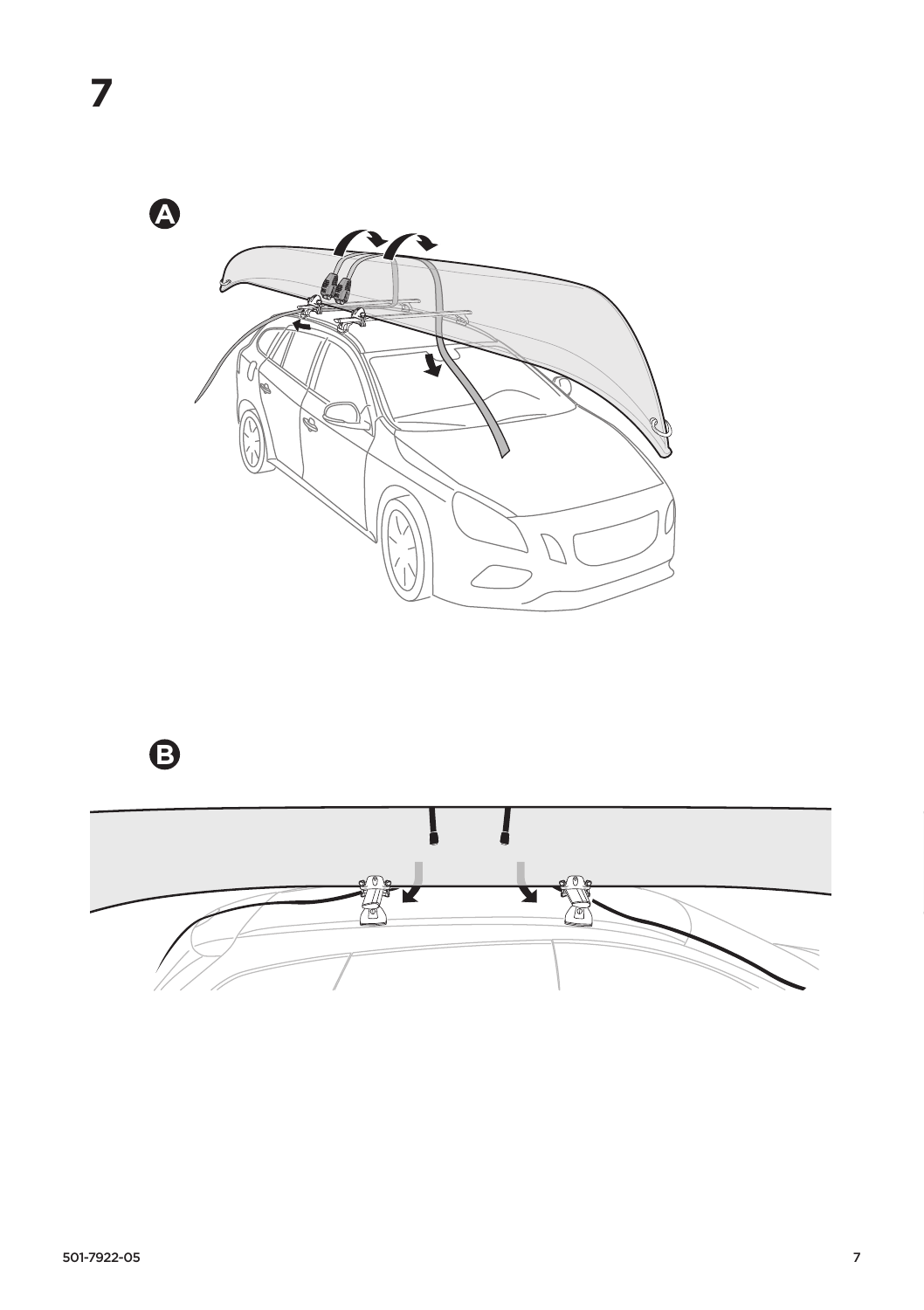# 7

**A**

**B**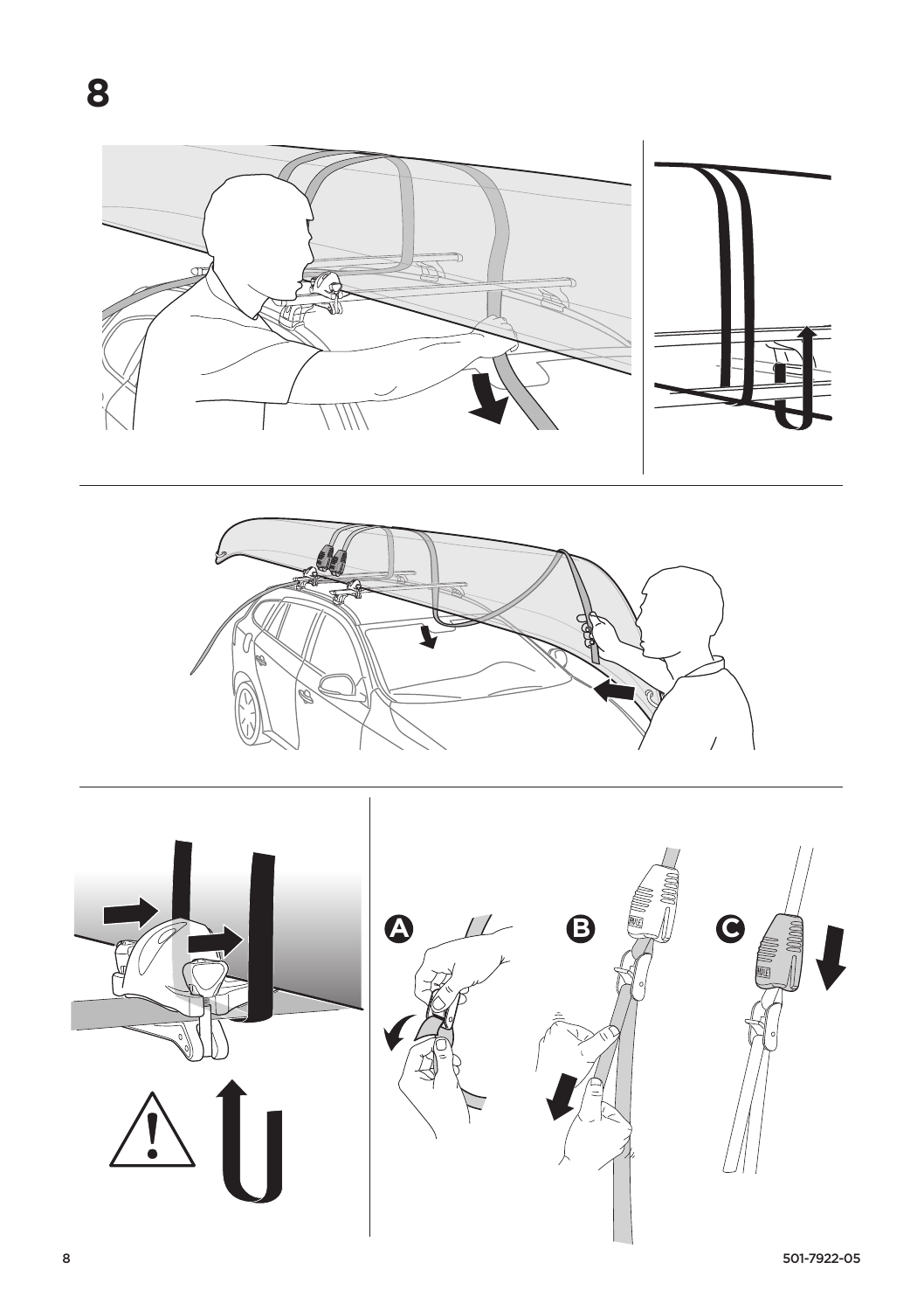# 8

A

B

C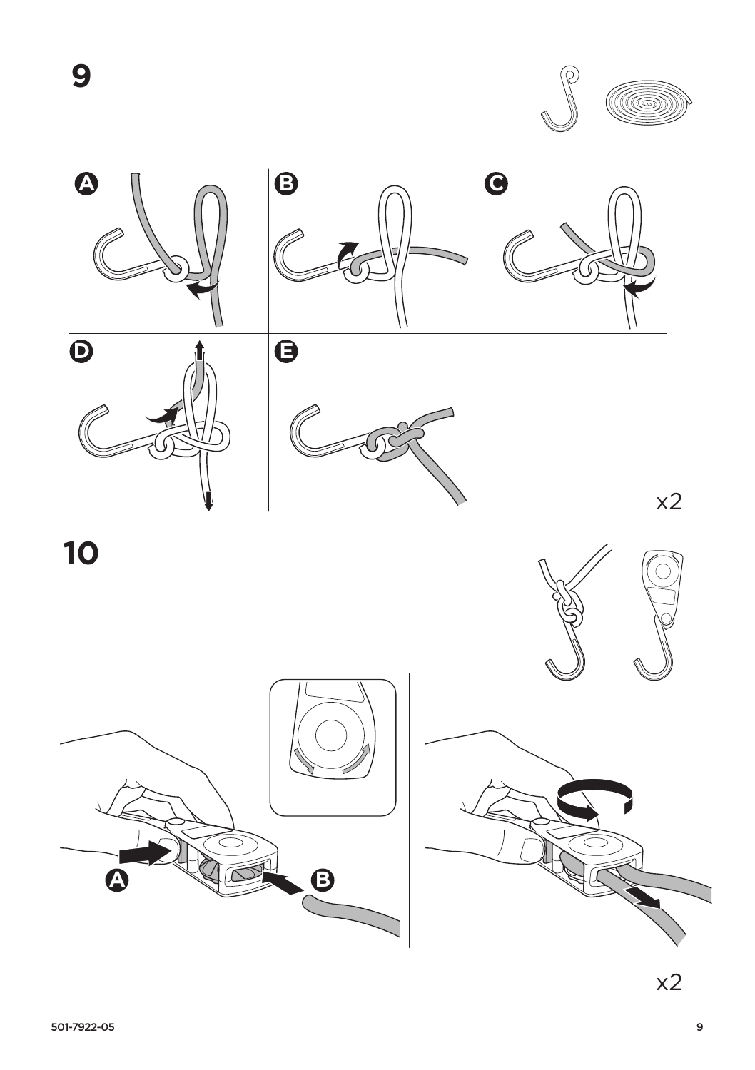# 9

A

B

C

D

E

x2

# 10

A

B

x2

501-7922-05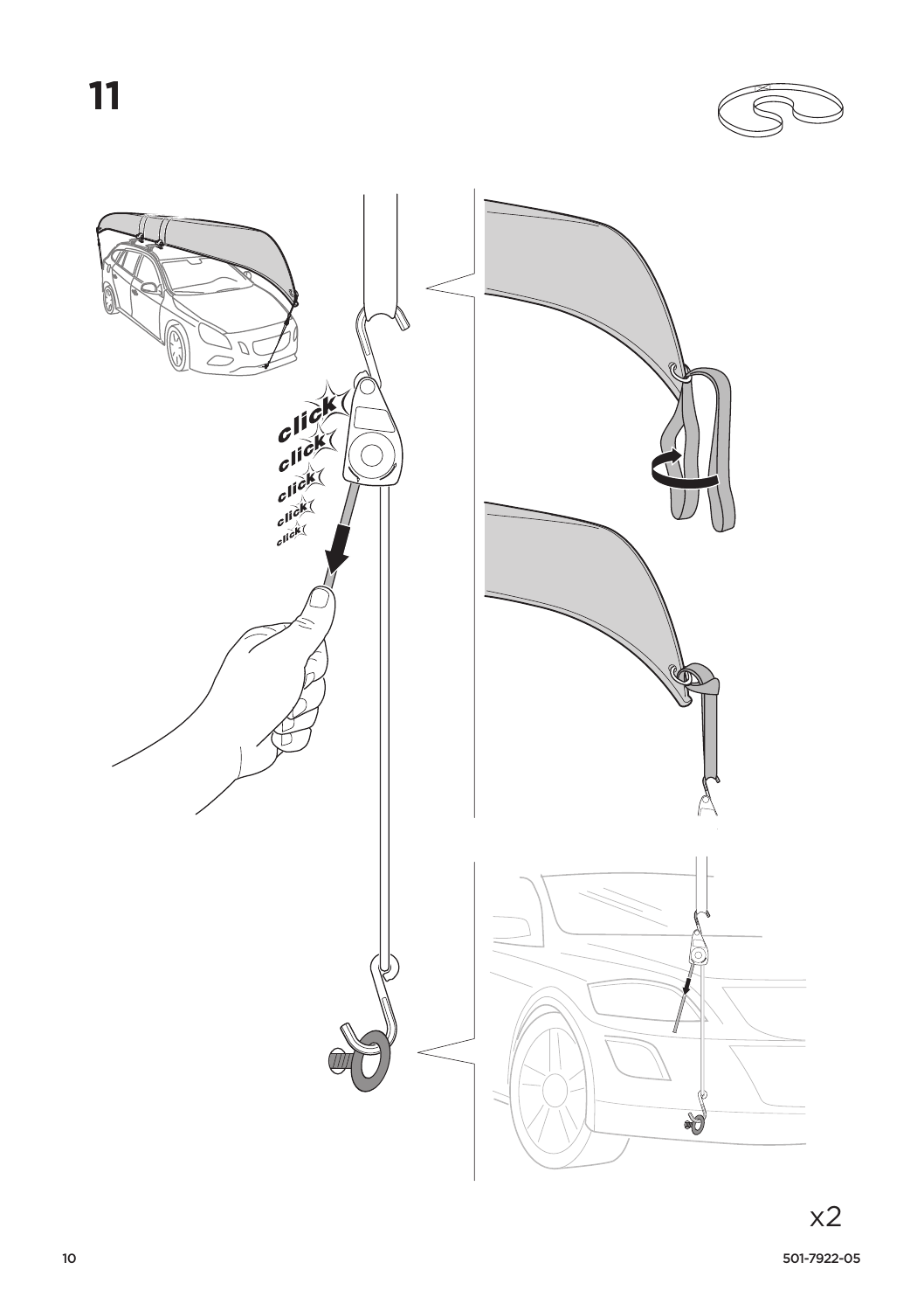# 11

click
click
click
click
click

x2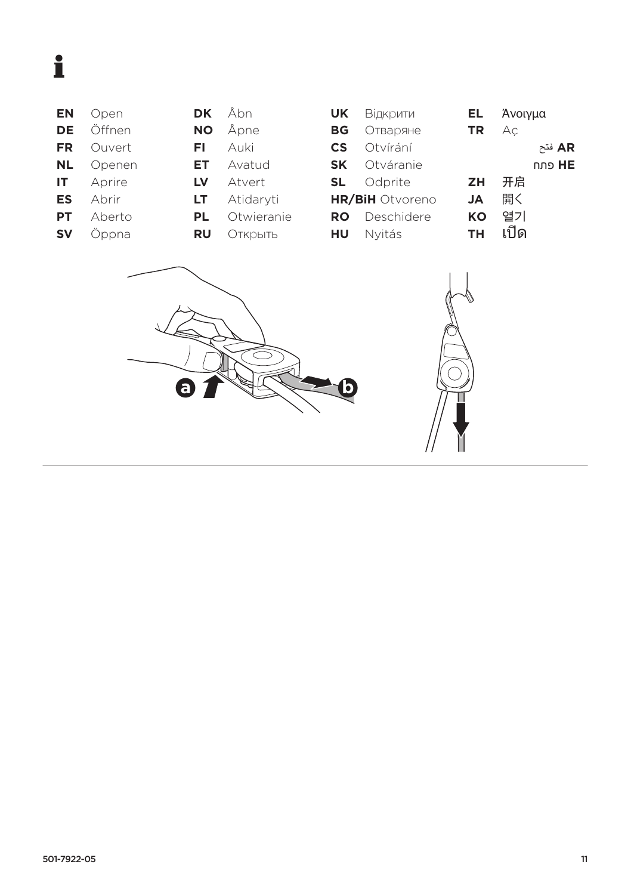**i**

| | | | | | | | |
|---|---|---|---|---|---|---|---|
| **EN** | Open | **DK** | Åbn | **UK** | Відкрити | **EL** | Άνοιγμα |
| **DE** | Öffnen | **NO** | Åpne | **BG** | Отваряне | **TR** | Aç |
| **FR** | Ouvert | **FI** | Auki | **CS** | Otvírání | **AR** | فتح |
| **NL** | Openen | **ET** | Avatud | **SK** | Otváranie | **HE** | פתח |
| **IT** | Aprire | **LV** | Atvert | **SL** | Odprite | **ZH** | 开启 |
| **ES** | Abrir | **LT** | Atidaryti | **HR/BiH** | Otvoreno | **JA** | 開く |
| **PT** | Aberto | **PL** | Otwieranie | **RO** | Deschidere | **KO** | 열기 |
| **SV** | Öppna | **RU** | Открыть | **HU** | Nyitás | **TH** | เปิด |

a b

501-7922-05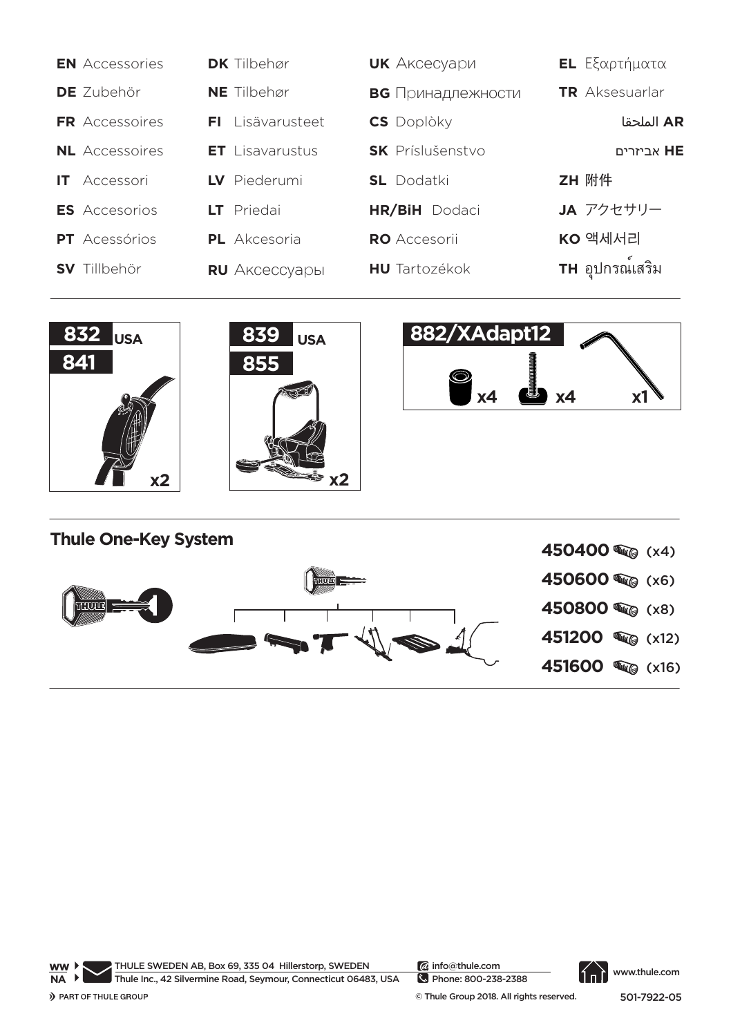**EN** Accessories
**DE** Zubehör
**FR** Accessoires
**NL** Accessoires
**IT** Accessori
**ES** Accesorios
**PT** Acessórios
**SV** Tillbehör
**DK** Tilbehør
**NE** Tilbehør
**FI** Lisävarusteet
**ET** Lisavarustus
**LV** Piederumi
**LT** Priedai
**PL** Akcesoria
**RU** Аксессуары
**UK** Аксесуари
**BG** Принадлежности
**CS** Doplòky
**SK** Príslušenstvo
**SL** Dodatki
**HR/BiH** Dodaci
**RO** Accesorii
**HU** Tartozékok
**EL** Εξαρτήματα
**TR** Aksesuarlar
**AR** الملحقا
**HE** אביזרים
**ZH** 附件
**JA** アクセサリー
**KO** 액세서리
**TH** อุปกรณ์เสริม

**832** USA
**841**
x2

**839** USA
**855**
x2

**882/XAdapt12**
x4 x4 x1

## Thulе One-Key System

**450400** (x4)
**450600** (x6)
**450800** (x8)
**451200** (x12)
**451600** (x16)

WW THULE SWEDEN AB, Box 69, 335 04 Hillerstorp, SWEDEN
NA Thule Inc., 42 Silvermine Road, Seymour, Connecticut 06483, USA
info@thule.com
Phone: 800-238-2388
www.thule.com

PART OF THULE GROUP
© Thule Group 2018. All rights reserved.
501-7922-05